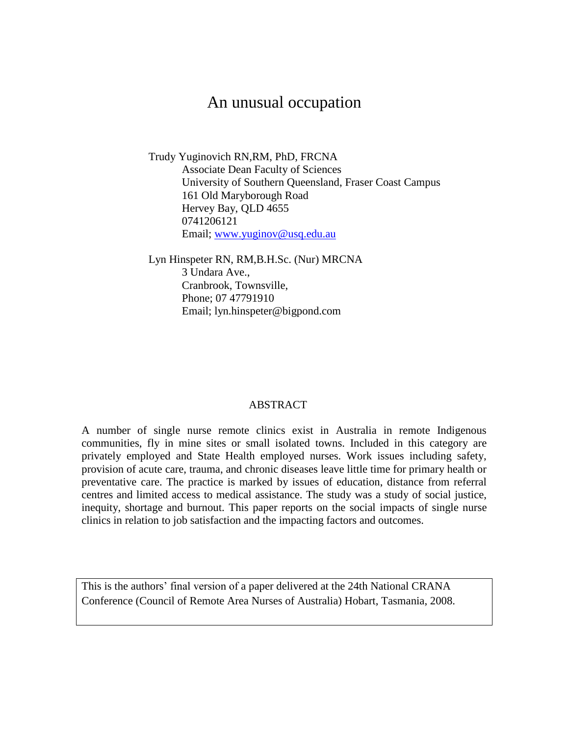# An unusual occupation

Trudy Yuginovich RN,RM, PhD, FRCNA
Associate Dean Faculty of Sciences
University of Southern Queensland, Fraser Coast Campus
161 Old Maryborough Road
Hervey Bay, QLD 4655
0741206121
Email; www.yuginov@usq.edu.au

Lyn Hinspeter RN, RM,B.H.Sc. (Nur) MRCNA
3 Undara Ave.,
Cranbrook, Townsville,
Phone; 07 47791910
Email; lyn.hinspeter@bigpond.com

## ABSTRACT

A number of single nurse remote clinics exist in Australia in remote Indigenous communities, fly in mine sites or small isolated towns. Included in this category are privately employed and State Health employed nurses. Work issues including safety, provision of acute care, trauma, and chronic diseases leave little time for primary health or preventative care. The practice is marked by issues of education, distance from referral centres and limited access to medical assistance. The study was a study of social justice, inequity, shortage and burnout. This paper reports on the social impacts of single nurse clinics in relation to job satisfaction and the impacting factors and outcomes.

This is the authors' final version of a paper delivered at the 24th National CRANA Conference (Council of Remote Area Nurses of Australia) Hobart, Tasmania, 2008.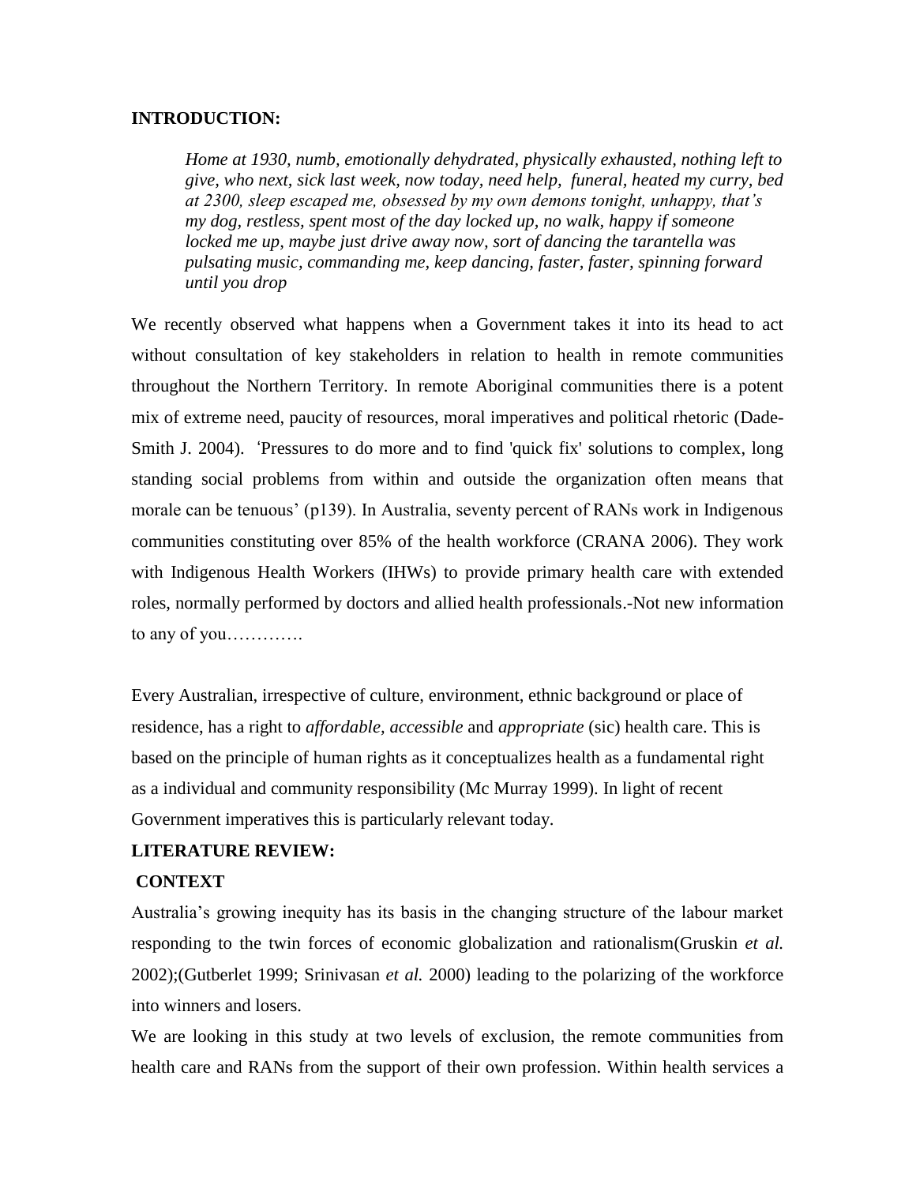**INTRODUCTION:**

> *Home at 1930, numb, emotionally dehydrated, physically exhausted, nothing left to give, who next, sick last week, now today, need help, funeral, heated my curry, bed at 2300, sleep escaped me, obsessed by my own demons tonight, unhappy, that's my dog, restless, spent most of the day locked up, no walk, happy if someone locked me up, maybe just drive away now, sort of dancing the tarantella was pulsating music, commanding me, keep dancing, faster, faster, spinning forward until you drop*

We recently observed what happens when a Government takes it into its head to act without consultation of key stakeholders in relation to health in remote communities throughout the Northern Territory. In remote Aboriginal communities there is a potent mix of extreme need, paucity of resources, moral imperatives and political rhetoric (Dade-Smith J. 2004). 'Pressures to do more and to find 'quick fix' solutions to complex, long standing social problems from within and outside the organization often means that morale can be tenuous' (p139). In Australia, seventy percent of RANs work in Indigenous communities constituting over 85% of the health workforce (CRANA 2006). They work with Indigenous Health Workers (IHWs) to provide primary health care with extended roles, normally performed by doctors and allied health professionals.-Not new information to any of you………….

Every Australian, irrespective of culture, environment, ethnic background or place of residence, has a right to *affordable, accessible* and *appropriate* (sic) health care. This is based on the principle of human rights as it conceptualizes health as a fundamental right as a individual and community responsibility (Mc Murray 1999). In light of recent Government imperatives this is particularly relevant today.

**LITERATURE REVIEW:**

**CONTEXT**

Australia's growing inequity has its basis in the changing structure of the labour market responding to the twin forces of economic globalization and rationalism(Gruskin *et al.* 2002);(Gutberlet 1999; Srinivasan *et al.* 2000) leading to the polarizing of the workforce into winners and losers.

We are looking in this study at two levels of exclusion, the remote communities from health care and RANs from the support of their own profession. Within health services a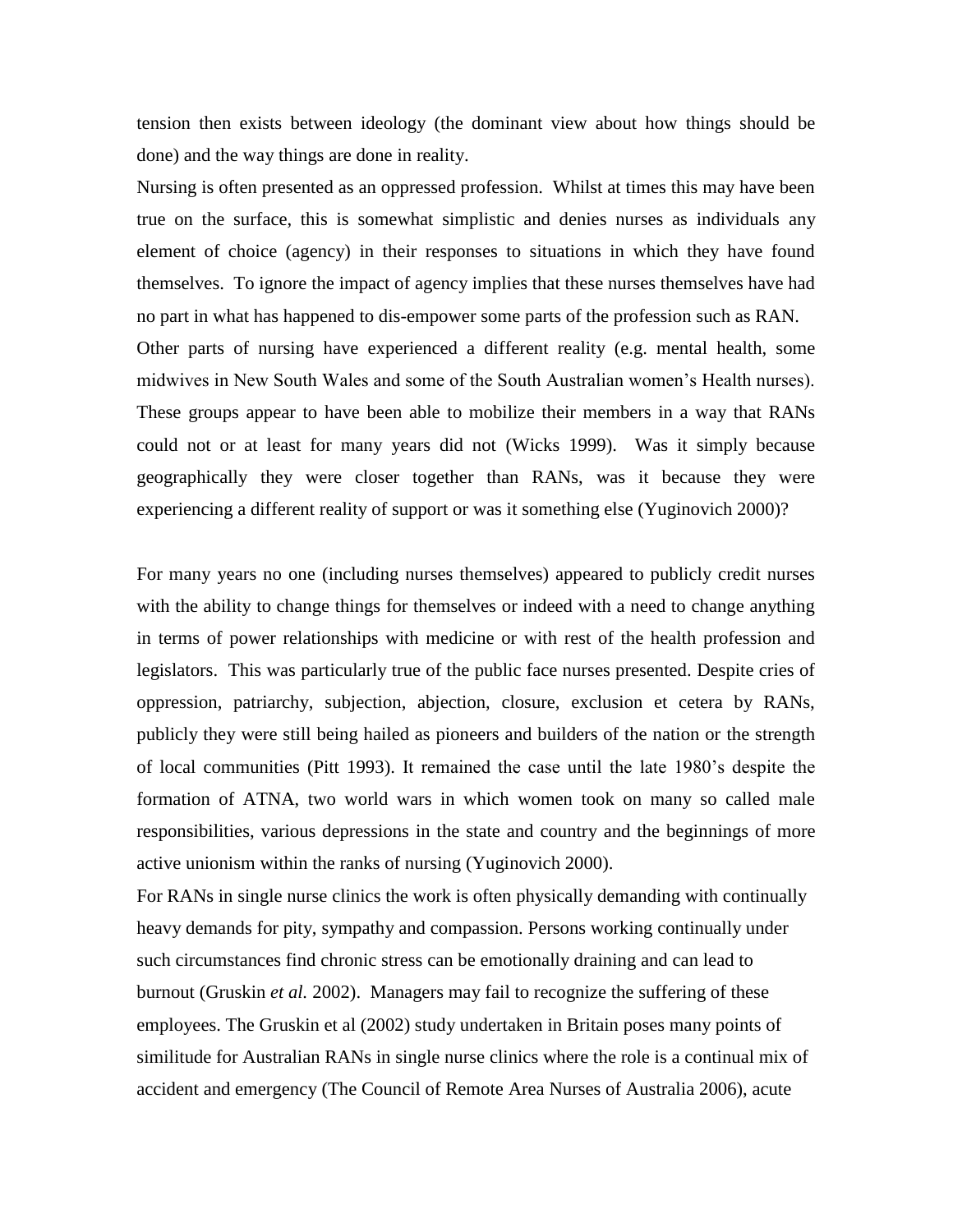tension then exists between ideology (the dominant view about how things should be done) and the way things are done in reality.

Nursing is often presented as an oppressed profession. Whilst at times this may have been true on the surface, this is somewhat simplistic and denies nurses as individuals any element of choice (agency) in their responses to situations in which they have found themselves. To ignore the impact of agency implies that these nurses themselves have had no part in what has happened to dis-empower some parts of the profession such as RAN. Other parts of nursing have experienced a different reality (e.g. mental health, some midwives in New South Wales and some of the South Australian women's Health nurses). These groups appear to have been able to mobilize their members in a way that RANs could not or at least for many years did not (Wicks 1999). Was it simply because geographically they were closer together than RANs, was it because they were experiencing a different reality of support or was it something else (Yuginovich 2000)?

For many years no one (including nurses themselves) appeared to publicly credit nurses with the ability to change things for themselves or indeed with a need to change anything in terms of power relationships with medicine or with rest of the health profession and legislators. This was particularly true of the public face nurses presented. Despite cries of oppression, patriarchy, subjection, abjection, closure, exclusion et cetera by RANs, publicly they were still being hailed as pioneers and builders of the nation or the strength of local communities (Pitt 1993). It remained the case until the late 1980's despite the formation of ATNA, two world wars in which women took on many so called male responsibilities, various depressions in the state and country and the beginnings of more active unionism within the ranks of nursing (Yuginovich 2000).

For RANs in single nurse clinics the work is often physically demanding with continually heavy demands for pity, sympathy and compassion. Persons working continually under such circumstances find chronic stress can be emotionally draining and can lead to burnout (Gruskin *et al.* 2002). Managers may fail to recognize the suffering of these employees. The Gruskin et al (2002) study undertaken in Britain poses many points of similitude for Australian RANs in single nurse clinics where the role is a continual mix of accident and emergency (The Council of Remote Area Nurses of Australia 2006), acute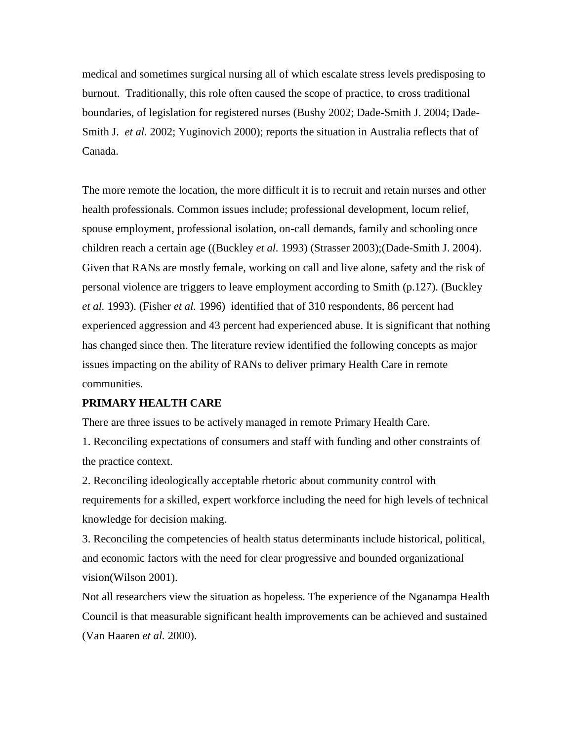medical and sometimes surgical nursing all of which escalate stress levels predisposing to burnout. Traditionally, this role often caused the scope of practice, to cross traditional boundaries, of legislation for registered nurses (Bushy 2002; Dade-Smith J. 2004; Dade-Smith J. *et al.* 2002; Yuginovich 2000); reports the situation in Australia reflects that of Canada.

The more remote the location, the more difficult it is to recruit and retain nurses and other health professionals. Common issues include; professional development, locum relief, spouse employment, professional isolation, on-call demands, family and schooling once children reach a certain age ((Buckley *et al.* 1993) (Strasser 2003);(Dade-Smith J. 2004). Given that RANs are mostly female, working on call and live alone, safety and the risk of personal violence are triggers to leave employment according to Smith (p.127). (Buckley *et al.* 1993). (Fisher *et al.* 1996) identified that of 310 respondents, 86 percent had experienced aggression and 43 percent had experienced abuse. It is significant that nothing has changed since then. The literature review identified the following concepts as major issues impacting on the ability of RANs to deliver primary Health Care in remote communities.

**PRIMARY HEALTH CARE**

There are three issues to be actively managed in remote Primary Health Care.

1. Reconciling expectations of consumers and staff with funding and other constraints of the practice context.
2. Reconciling ideologically acceptable rhetoric about community control with requirements for a skilled, expert workforce including the need for high levels of technical knowledge for decision making.
3. Reconciling the competencies of health status determinants include historical, political, and economic factors with the need for clear progressive and bounded organizational vision(Wilson 2001).

Not all researchers view the situation as hopeless. The experience of the Nganampa Health Council is that measurable significant health improvements can be achieved and sustained (Van Haaren *et al.* 2000).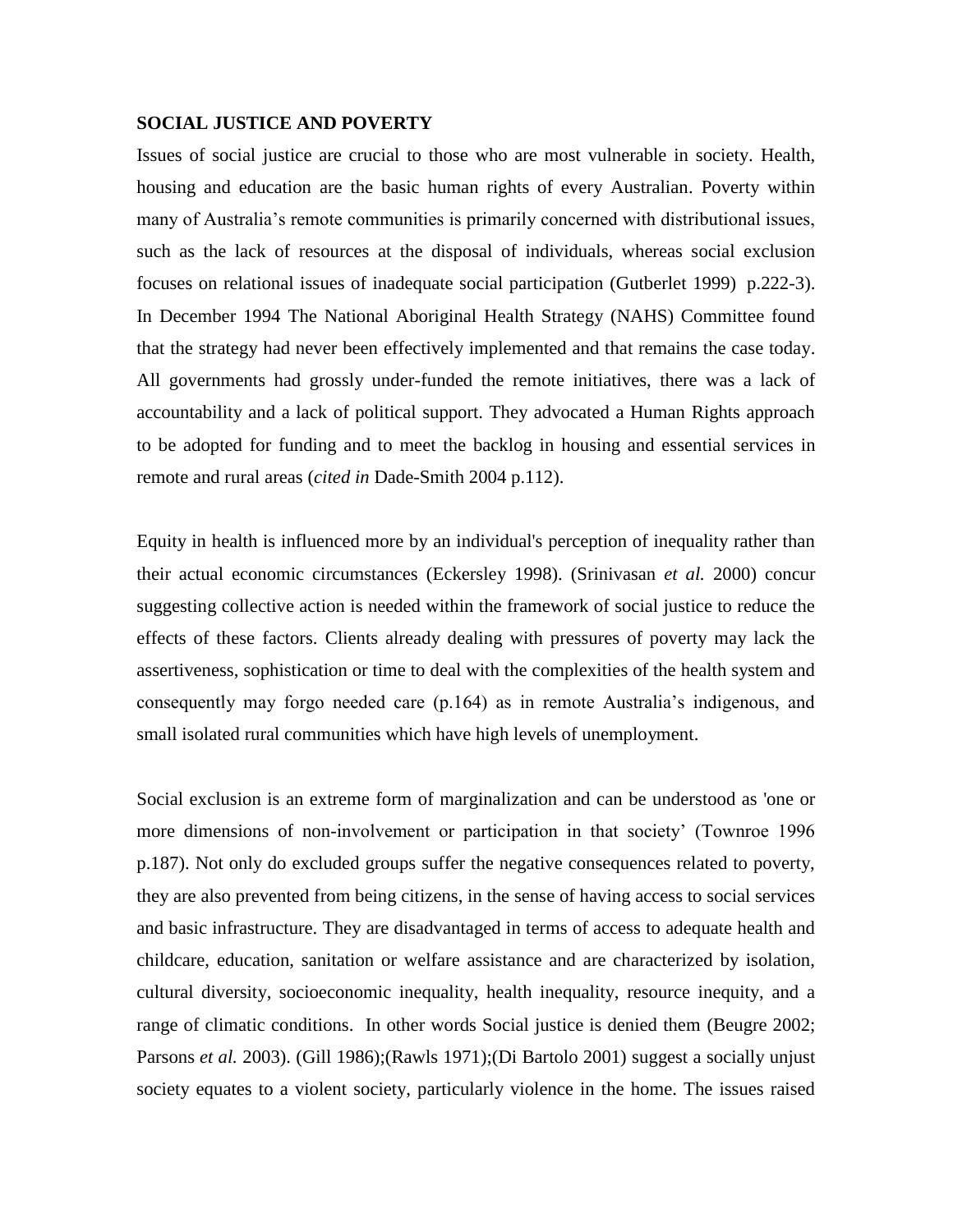## SOCIAL JUSTICE AND POVERTY

Issues of social justice are crucial to those who are most vulnerable in society. Health, housing and education are the basic human rights of every Australian. Poverty within many of Australia's remote communities is primarily concerned with distributional issues, such as the lack of resources at the disposal of individuals, whereas social exclusion focuses on relational issues of inadequate social participation (Gutberlet 1999) p.222-3). In December 1994 The National Aboriginal Health Strategy (NAHS) Committee found that the strategy had never been effectively implemented and that remains the case today. All governments had grossly under-funded the remote initiatives, there was a lack of accountability and a lack of political support. They advocated a Human Rights approach to be adopted for funding and to meet the backlog in housing and essential services in remote and rural areas (*cited in* Dade-Smith 2004 p.112).

Equity in health is influenced more by an individual's perception of inequality rather than their actual economic circumstances (Eckersley 1998). (Srinivasan *et al.* 2000) concur suggesting collective action is needed within the framework of social justice to reduce the effects of these factors. Clients already dealing with pressures of poverty may lack the assertiveness, sophistication or time to deal with the complexities of the health system and consequently may forgo needed care (p.164) as in remote Australia's indigenous, and small isolated rural communities which have high levels of unemployment.

Social exclusion is an extreme form of marginalization and can be understood as 'one or more dimensions of non-involvement or participation in that society' (Townroe 1996 p.187). Not only do excluded groups suffer the negative consequences related to poverty, they are also prevented from being citizens, in the sense of having access to social services and basic infrastructure. They are disadvantaged in terms of access to adequate health and childcare, education, sanitation or welfare assistance and are characterized by isolation, cultural diversity, socioeconomic inequality, health inequality, resource inequity, and a range of climatic conditions. In other words Social justice is denied them (Beugre 2002; Parsons *et al.* 2003). (Gill 1986);(Rawls 1971);(Di Bartolo 2001) suggest a socially unjust society equates to a violent society, particularly violence in the home. The issues raised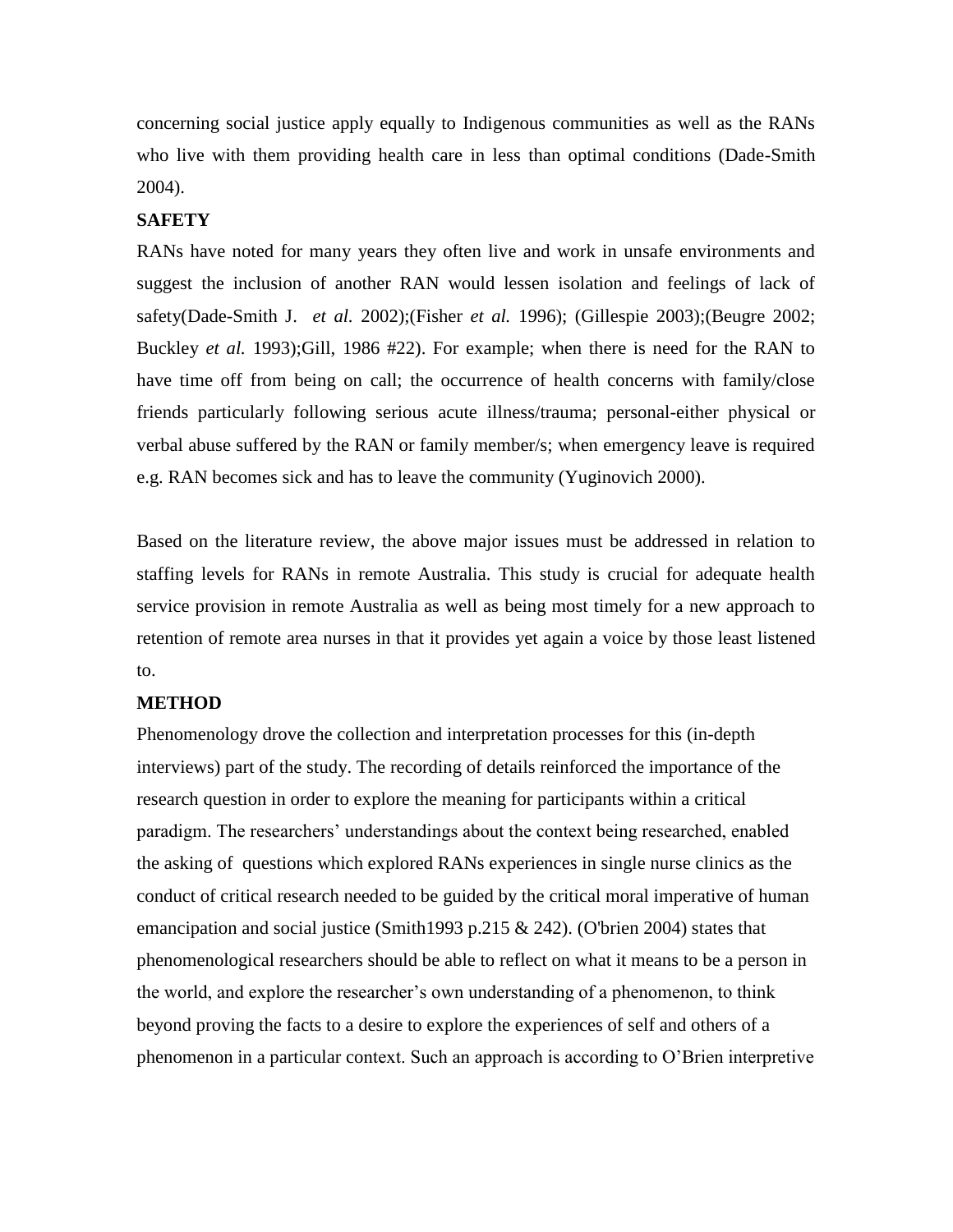concerning social justice apply equally to Indigenous communities as well as the RANs who live with them providing health care in less than optimal conditions (Dade-Smith 2004).

**SAFETY**

RANs have noted for many years they often live and work in unsafe environments and suggest the inclusion of another RAN would lessen isolation and feelings of lack of safety(Dade-Smith J. *et al.* 2002);(Fisher *et al.* 1996); (Gillespie 2003);(Beugre 2002; Buckley *et al.* 1993);Gill, 1986 #22). For example; when there is need for the RAN to have time off from being on call; the occurrence of health concerns with family/close friends particularly following serious acute illness/trauma; personal-either physical or verbal abuse suffered by the RAN or family member/s; when emergency leave is required e.g. RAN becomes sick and has to leave the community (Yuginovich 2000).

Based on the literature review, the above major issues must be addressed in relation to staffing levels for RANs in remote Australia. This study is crucial for adequate health service provision in remote Australia as well as being most timely for a new approach to retention of remote area nurses in that it provides yet again a voice by those least listened to.

**METHOD**

Phenomenology drove the collection and interpretation processes for this (in-depth interviews) part of the study. The recording of details reinforced the importance of the research question in order to explore the meaning for participants within a critical paradigm. The researchers' understandings about the context being researched, enabled the asking of questions which explored RANs experiences in single nurse clinics as the conduct of critical research needed to be guided by the critical moral imperative of human emancipation and social justice (Smith1993 p.215 & 242). (O'brien 2004) states that phenomenological researchers should be able to reflect on what it means to be a person in the world, and explore the researcher's own understanding of a phenomenon, to think beyond proving the facts to a desire to explore the experiences of self and others of a phenomenon in a particular context. Such an approach is according to O'Brien interpretive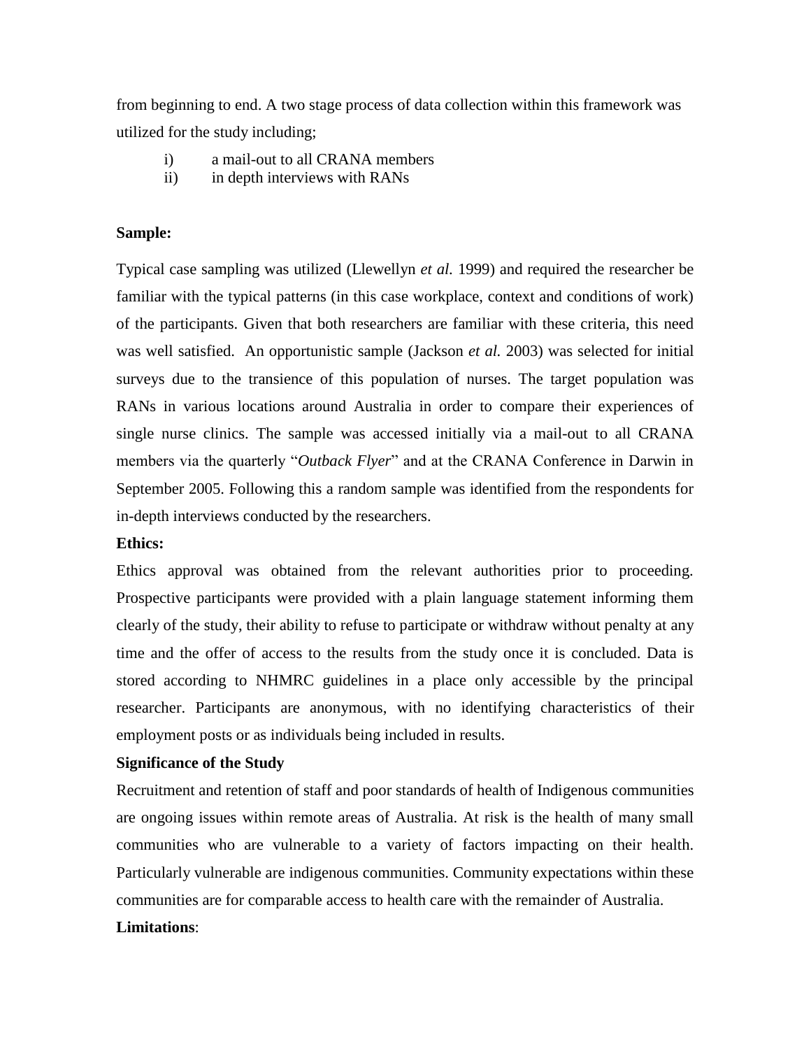from beginning to end. A two stage process of data collection within this framework was utilized for the study including;

i) a mail-out to all CRANA members
ii) in depth interviews with RANs

**Sample:**

Typical case sampling was utilized (Llewellyn *et al.* 1999) and required the researcher be familiar with the typical patterns (in this case workplace, context and conditions of work) of the participants. Given that both researchers are familiar with these criteria, this need was well satisfied. An opportunistic sample (Jackson *et al.* 2003) was selected for initial surveys due to the transience of this population of nurses. The target population was RANs in various locations around Australia in order to compare their experiences of single nurse clinics. The sample was accessed initially via a mail-out to all CRANA members via the quarterly "*Outback Flyer*" and at the CRANA Conference in Darwin in September 2005. Following this a random sample was identified from the respondents for in-depth interviews conducted by the researchers.

**Ethics:**

Ethics approval was obtained from the relevant authorities prior to proceeding. Prospective participants were provided with a plain language statement informing them clearly of the study, their ability to refuse to participate or withdraw without penalty at any time and the offer of access to the results from the study once it is concluded. Data is stored according to NHMRC guidelines in a place only accessible by the principal researcher. Participants are anonymous, with no identifying characteristics of their employment posts or as individuals being included in results.

**Significance of the Study**

Recruitment and retention of staff and poor standards of health of Indigenous communities are ongoing issues within remote areas of Australia. At risk is the health of many small communities who are vulnerable to a variety of factors impacting on their health. Particularly vulnerable are indigenous communities. Community expectations within these communities are for comparable access to health care with the remainder of Australia.

**Limitations**: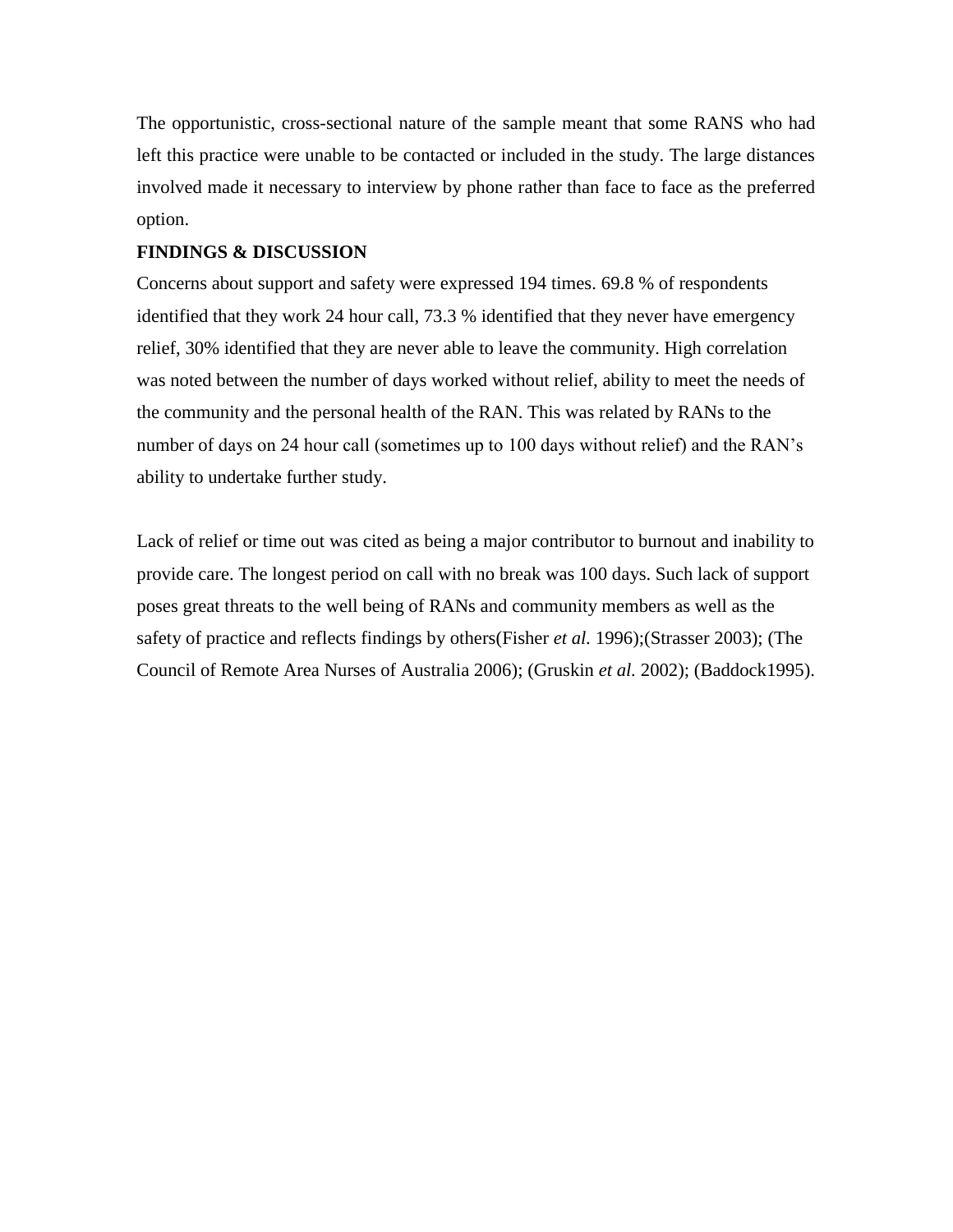The opportunistic, cross-sectional nature of the sample meant that some RANS who had left this practice were unable to be contacted or included in the study. The large distances involved made it necessary to interview by phone rather than face to face as the preferred option.

## FINDINGS & DISCUSSION

Concerns about support and safety were expressed 194 times. 69.8 % of respondents identified that they work 24 hour call, 73.3 % identified that they never have emergency relief, 30% identified that they are never able to leave the community. High correlation was noted between the number of days worked without relief, ability to meet the needs of the community and the personal health of the RAN. This was related by RANs to the number of days on 24 hour call (sometimes up to 100 days without relief) and the RAN's ability to undertake further study.

Lack of relief or time out was cited as being a major contributor to burnout and inability to provide care. The longest period on call with no break was 100 days. Such lack of support poses great threats to the well being of RANs and community members as well as the safety of practice and reflects findings by others(Fisher *et al.* 1996);(Strasser 2003); (The Council of Remote Area Nurses of Australia 2006); (Gruskin *et al.* 2002); (Baddock1995).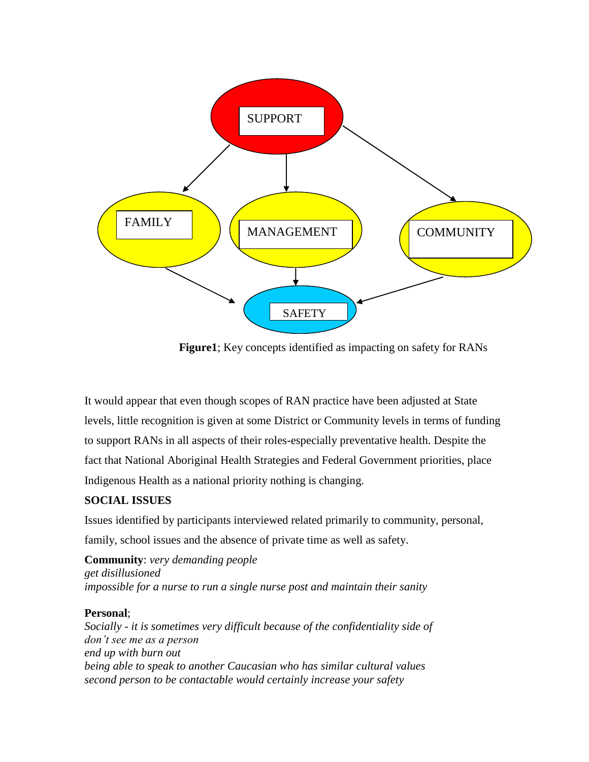**Figure1**; Key concepts identified as impacting on safety for RANs

It would appear that even though scopes of RAN practice have been adjusted at State levels, little recognition is given at some District or Community levels in terms of funding to support RANs in all aspects of their roles-especially preventative health. Despite the fact that National Aboriginal Health Strategies and Federal Government priorities, place Indigenous Health as a national priority nothing is changing.

**SOCIAL ISSUES**

Issues identified by participants interviewed related primarily to community, personal, family, school issues and the absence of private time as well as safety.

**Community**: *very demanding people*
*get disillusioned*
*impossible for a nurse to run a single nurse post and maintain their sanity*

**Personal**;
*Socially - it is sometimes very difficult because of the confidentiality side of*
*don't see me as a person*
*end up with burn out*
*being able to speak to another Caucasian who has similar cultural values*
*second person to be contactable would certainly increase your safety*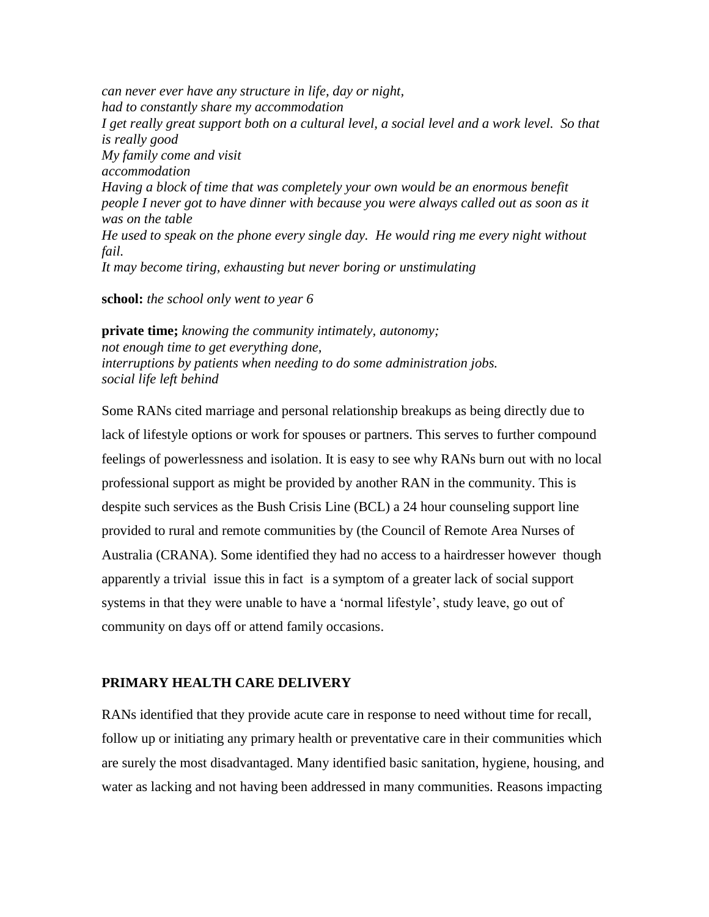*can never ever have any structure in life, day or night,*
*had to constantly share my accommodation*
*I get really great support both on a cultural level, a social level and a work level. So that is really good*
*My family come and visit*
*accommodation*
*Having a block of time that was completely your own would be an enormous benefit*
*people I never got to have dinner with because you were always called out as soon as it was on the table*
*He used to speak on the phone every single day. He would ring me every night without fail.*
*It may become tiring, exhausting but never boring or unstimulating*

**school:** *the school only went to year 6*

**private time;** *knowing the community intimately, autonomy;*
*not enough time to get everything done,*
*interruptions by patients when needing to do some administration jobs.*
*social life left behind*

Some RANs cited marriage and personal relationship breakups as being directly due to lack of lifestyle options or work for spouses or partners. This serves to further compound feelings of powerlessness and isolation. It is easy to see why RANs burn out with no local professional support as might be provided by another RAN in the community. This is despite such services as the Bush Crisis Line (BCL) a 24 hour counseling support line provided to rural and remote communities by (the Council of Remote Area Nurses of Australia (CRANA). Some identified they had no access to a hairdresser however though apparently a trivial issue this in fact is a symptom of a greater lack of social support systems in that they were unable to have a 'normal lifestyle', study leave, go out of community on days off or attend family occasions.

## PRIMARY HEALTH CARE DELIVERY

RANs identified that they provide acute care in response to need without time for recall, follow up or initiating any primary health or preventative care in their communities which are surely the most disadvantaged. Many identified basic sanitation, hygiene, housing, and water as lacking and not having been addressed in many communities. Reasons impacting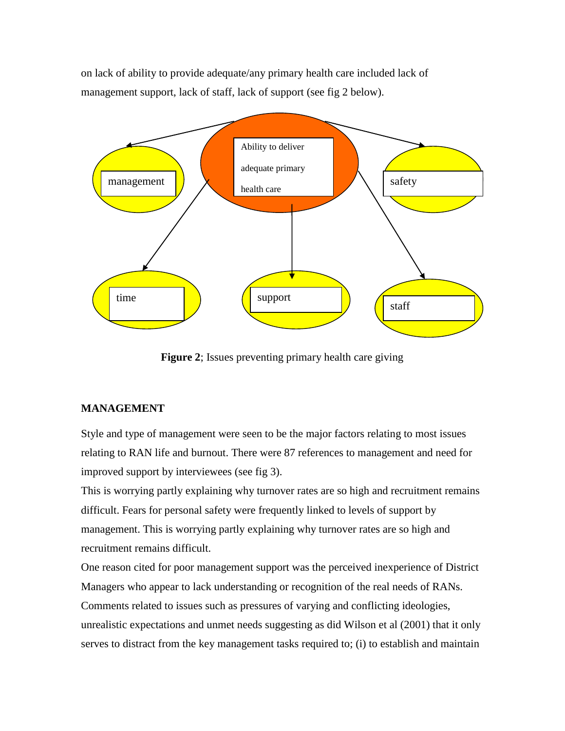on lack of ability to provide adequate/any primary health care included lack of management support, lack of staff, lack of support (see fig 2 below).

Ability to deliver adequate primary health care

management

safety

time

support

staff

**Figure 2**; Issues preventing primary health care giving

**MANAGEMENT**

Style and type of management were seen to be the major factors relating to most issues relating to RAN life and burnout. There were 87 references to management and need for improved support by interviewees (see fig 3).

This is worrying partly explaining why turnover rates are so high and recruitment remains difficult. Fears for personal safety were frequently linked to levels of support by management. This is worrying partly explaining why turnover rates are so high and recruitment remains difficult.

One reason cited for poor management support was the perceived inexperience of District Managers who appear to lack understanding or recognition of the real needs of RANs. Comments related to issues such as pressures of varying and conflicting ideologies, unrealistic expectations and unmet needs suggesting as did Wilson et al (2001) that it only serves to distract from the key management tasks required to; (i) to establish and maintain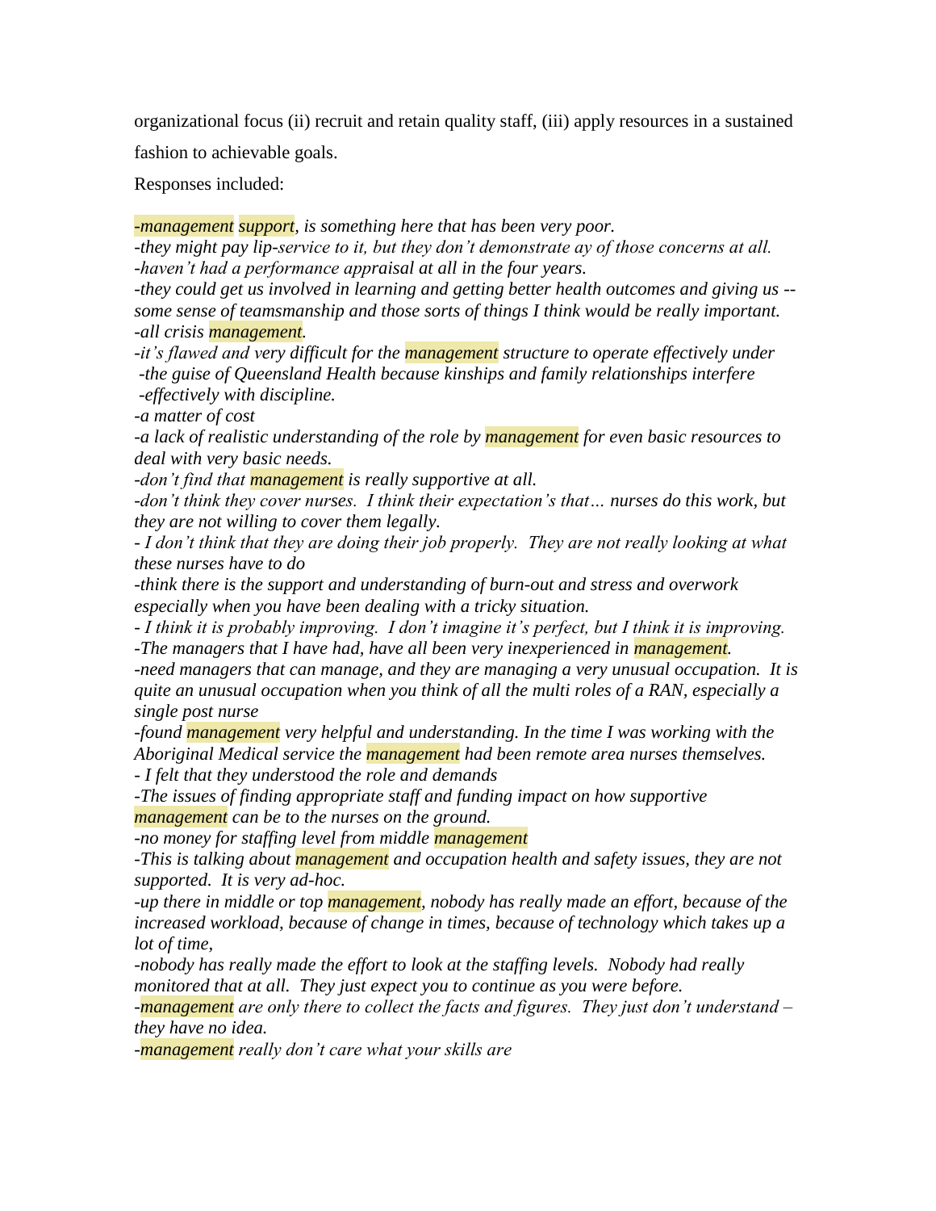organizational focus (ii) recruit and retain quality staff, (iii) apply resources in a sustained fashion to achievable goals.

Responses included:

*-management support, is something here that has been very poor.*
*-they might pay lip-service to it, but they don't demonstrate ay of those concerns at all.*
*-haven't had a performance appraisal at all in the four years.*
*-they could get us involved in learning and getting better health outcomes and giving us --some sense of teamsmanship and those sorts of things I think would be really important.*
*-all crisis management.*
*-it's flawed and very difficult for the management structure to operate effectively under*
*-the guise of Queensland Health because kinships and family relationships interfere*
*-effectively with discipline.*
*-a matter of cost*
*-a lack of realistic understanding of the role by management for even basic resources to deal with very basic needs.*
*-don't find that management is really supportive at all.*
*-don't think they cover nurses. I think their expectation's that… nurses do this work, but they are not willing to cover them legally.*
*- I don't think that they are doing their job properly. They are not really looking at what these nurses have to do*
*-think there is the support and understanding of burn-out and stress and overwork especially when you have been dealing with a tricky situation.*
*- I think it is probably improving. I don't imagine it's perfect, but I think it is improving.*
*-The managers that I have had, have all been very inexperienced in management.*
*-need managers that can manage, and they are managing a very unusual occupation. It is quite an unusual occupation when you think of all the multi roles of a RAN, especially a single post nurse*
*-found management very helpful and understanding. In the time I was working with the Aboriginal Medical service the management had been remote area nurses themselves.*
*- I felt that they understood the role and demands*
*-The issues of finding appropriate staff and funding impact on how supportive management can be to the nurses on the ground.*
*-no money for staffing level from middle management*
*-This is talking about management and occupation health and safety issues, they are not supported. It is very ad-hoc.*
*-up there in middle or top management, nobody has really made an effort, because of the increased workload, because of change in times, because of technology which takes up a lot of time,*
*-nobody has really made the effort to look at the staffing levels. Nobody had really monitored that at all. They just expect you to continue as you were before.*
*-management are only there to collect the facts and figures. They just don't understand – they have no idea.*
*-management really don't care what your skills are*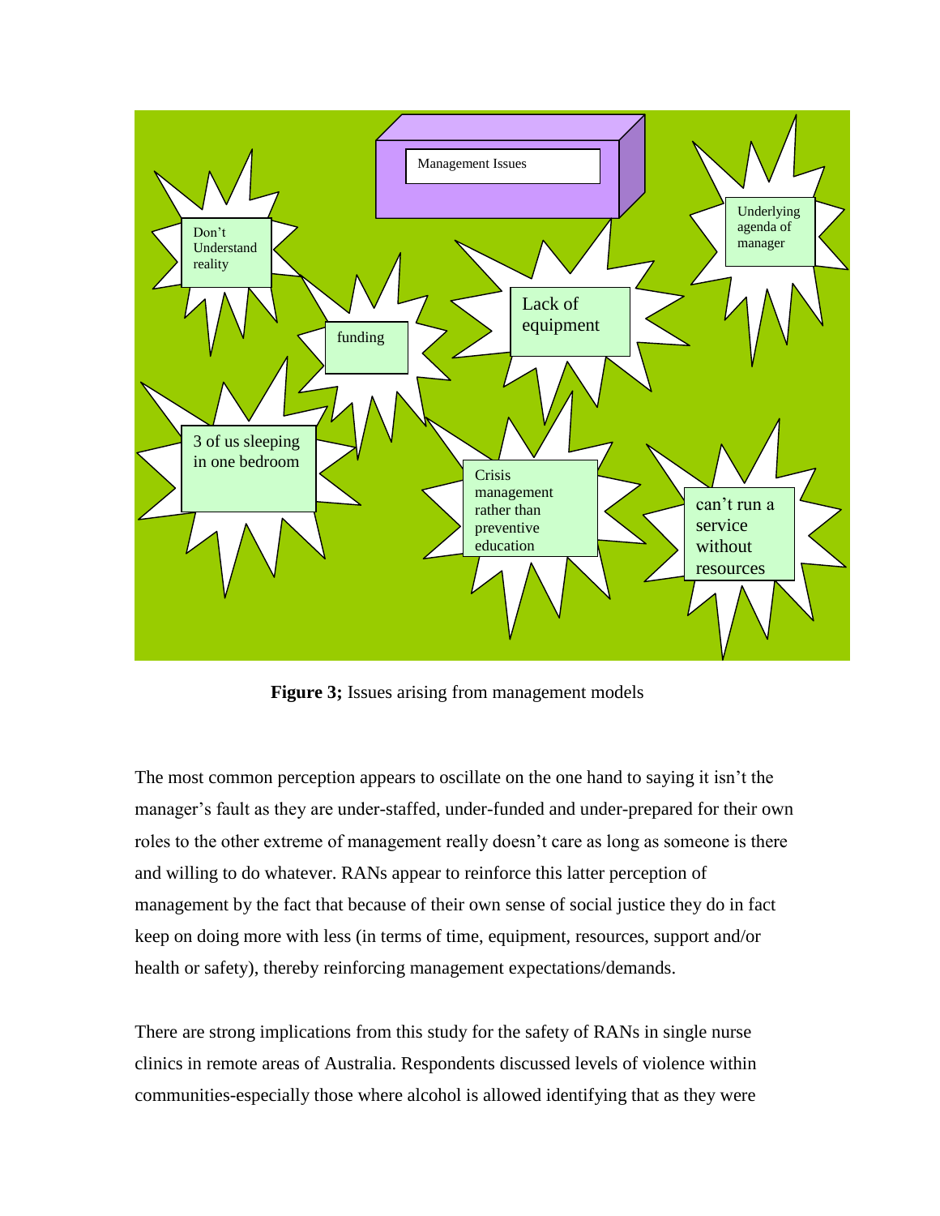Management Issues

Don't Understand reality

funding

Lack of equipment

Underlying agenda of manager

3 of us sleeping in one bedroom

Crisis management rather than preventive education

can't run a service without resources

**Figure 3;** Issues arising from management models

The most common perception appears to oscillate on the one hand to saying it isn't the manager's fault as they are under-staffed, under-funded and under-prepared for their own roles to the other extreme of management really doesn't care as long as someone is there and willing to do whatever. RANs appear to reinforce this latter perception of management by the fact that because of their own sense of social justice they do in fact keep on doing more with less (in terms of time, equipment, resources, support and/or health or safety), thereby reinforcing management expectations/demands.

There are strong implications from this study for the safety of RANs in single nurse clinics in remote areas of Australia. Respondents discussed levels of violence within communities-especially those where alcohol is allowed identifying that as they were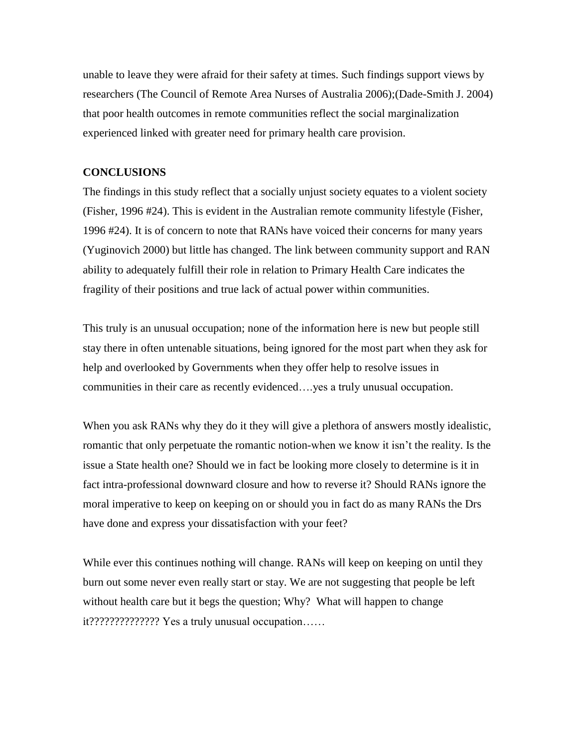unable to leave they were afraid for their safety at times. Such findings support views by researchers (The Council of Remote Area Nurses of Australia 2006);(Dade-Smith J. 2004) that poor health outcomes in remote communities reflect the social marginalization experienced linked with greater need for primary health care provision.

## CONCLUSIONS

The findings in this study reflect that a socially unjust society equates to a violent society (Fisher, 1996 #24). This is evident in the Australian remote community lifestyle (Fisher, 1996 #24). It is of concern to note that RANs have voiced their concerns for many years (Yuginovich 2000) but little has changed. The link between community support and RAN ability to adequately fulfill their role in relation to Primary Health Care indicates the fragility of their positions and true lack of actual power within communities.

This truly is an unusual occupation; none of the information here is new but people still stay there in often untenable situations, being ignored for the most part when they ask for help and overlooked by Governments when they offer help to resolve issues in communities in their care as recently evidenced….yes a truly unusual occupation.

When you ask RANs why they do it they will give a plethora of answers mostly idealistic, romantic that only perpetuate the romantic notion-when we know it isn't the reality. Is the issue a State health one? Should we in fact be looking more closely to determine is it in fact intra-professional downward closure and how to reverse it? Should RANs ignore the moral imperative to keep on keeping on or should you in fact do as many RANs the Drs have done and express your dissatisfaction with your feet?

While ever this continues nothing will change. RANs will keep on keeping on until they burn out some never even really start or stay. We are not suggesting that people be left without health care but it begs the question; Why? What will happen to change it?????????????? Yes a truly unusual occupation……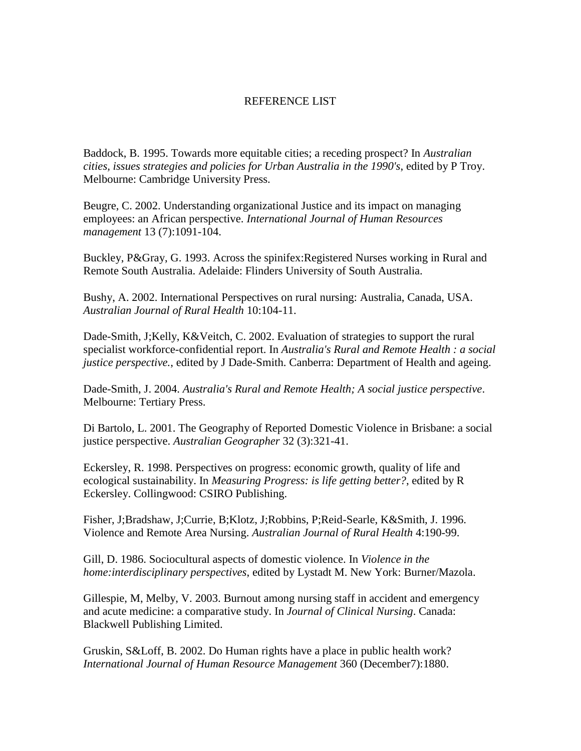# REFERENCE LIST

Baddock, B. 1995. Towards more equitable cities; a receding prospect? In *Australian cities, issues strategies and policies for Urban Australia in the 1990's*, edited by P Troy. Melbourne: Cambridge University Press.

Beugre, C. 2002. Understanding organizational Justice and its impact on managing employees: an African perspective. *International Journal of Human Resources management* 13 (7):1091-104.

Buckley, P&Gray, G. 1993. Across the spinifex:Registered Nurses working in Rural and Remote South Australia. Adelaide: Flinders University of South Australia.

Bushy, A. 2002. International Perspectives on rural nursing: Australia, Canada, USA. *Australian Journal of Rural Health* 10:104-11.

Dade-Smith, J;Kelly, K&Veitch, C. 2002. Evaluation of strategies to support the rural specialist workforce-confidential report. In *Australia's Rural and Remote Health : a social justice perspective.*, edited by J Dade-Smith. Canberra: Department of Health and ageing.

Dade-Smith, J. 2004. *Australia's Rural and Remote Health; A social justice perspective*. Melbourne: Tertiary Press.

Di Bartolo, L. 2001. The Geography of Reported Domestic Violence in Brisbane: a social justice perspective. *Australian Geographer* 32 (3):321-41.

Eckersley, R. 1998. Perspectives on progress: economic growth, quality of life and ecological sustainability. In *Measuring Progress: is life getting better?*, edited by R Eckersley. Collingwood: CSIRO Publishing.

Fisher, J;Bradshaw, J;Currie, B;Klotz, J;Robbins, P;Reid-Searle, K&Smith, J. 1996. Violence and Remote Area Nursing. *Australian Journal of Rural Health* 4:190-99.

Gill, D. 1986. Sociocultural aspects of domestic violence. In *Violence in the home:interdisciplinary perspectives*, edited by Lystadt M. New York: Burner/Mazola.

Gillespie, M, Melby, V. 2003. Burnout among nursing staff in accident and emergency and acute medicine: a comparative study. In *Journal of Clinical Nursing*. Canada: Blackwell Publishing Limited.

Gruskin, S&Loff, B. 2002. Do Human rights have a place in public health work? *International Journal of Human Resource Management* 360 (December7):1880.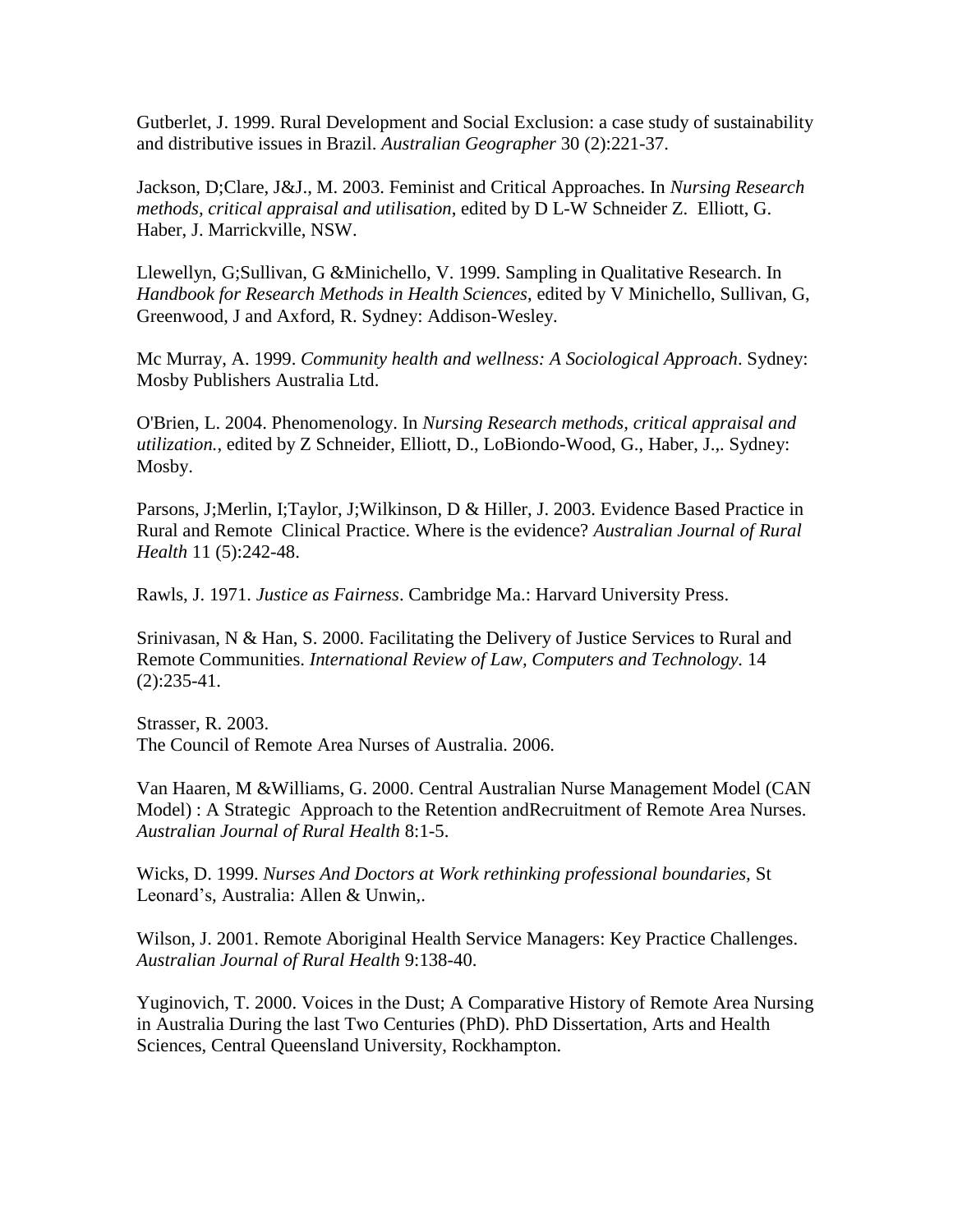Gutberlet, J. 1999. Rural Development and Social Exclusion: a case study of sustainability and distributive issues in Brazil. *Australian Geographer* 30 (2):221-37.

Jackson, D;Clare, J&J., M. 2003. Feminist and Critical Approaches. In *Nursing Research methods, critical appraisal and utilisation*, edited by D L-W Schneider Z. Elliott, G. Haber, J. Marrickville, NSW.

Llewellyn, G;Sullivan, G &Minichello, V. 1999. Sampling in Qualitative Research. In *Handbook for Research Methods in Health Sciences*, edited by V Minichello, Sullivan, G, Greenwood, J and Axford, R. Sydney: Addison-Wesley.

Mc Murray, A. 1999. *Community health and wellness: A Sociological Approach*. Sydney: Mosby Publishers Australia Ltd.

O'Brien, L. 2004. Phenomenology. In *Nursing Research methods, critical appraisal and utilization.*, edited by Z Schneider, Elliott, D., LoBiondo-Wood, G., Haber, J.,. Sydney: Mosby.

Parsons, J;Merlin, I;Taylor, J;Wilkinson, D & Hiller, J. 2003. Evidence Based Practice in Rural and Remote Clinical Practice. Where is the evidence? *Australian Journal of Rural Health* 11 (5):242-48.

Rawls, J. 1971. *Justice as Fairness*. Cambridge Ma.: Harvard University Press.

Srinivasan, N & Han, S. 2000. Facilitating the Delivery of Justice Services to Rural and Remote Communities. *International Review of Law, Computers and Technology.* 14 (2):235-41.

Strasser, R. 2003.
The Council of Remote Area Nurses of Australia. 2006.

Van Haaren, M &Williams, G. 2000. Central Australian Nurse Management Model (CAN Model) : A Strategic Approach to the Retention andRecruitment of Remote Area Nurses. *Australian Journal of Rural Health* 8:1-5.

Wicks, D. 1999. *Nurses And Doctors at Work rethinking professional boundaries,* St Leonard's, Australia: Allen & Unwin,.

Wilson, J. 2001. Remote Aboriginal Health Service Managers: Key Practice Challenges. *Australian Journal of Rural Health* 9:138-40.

Yuginovich, T. 2000. Voices in the Dust; A Comparative History of Remote Area Nursing in Australia During the last Two Centuries (PhD). PhD Dissertation, Arts and Health Sciences, Central Queensland University, Rockhampton.